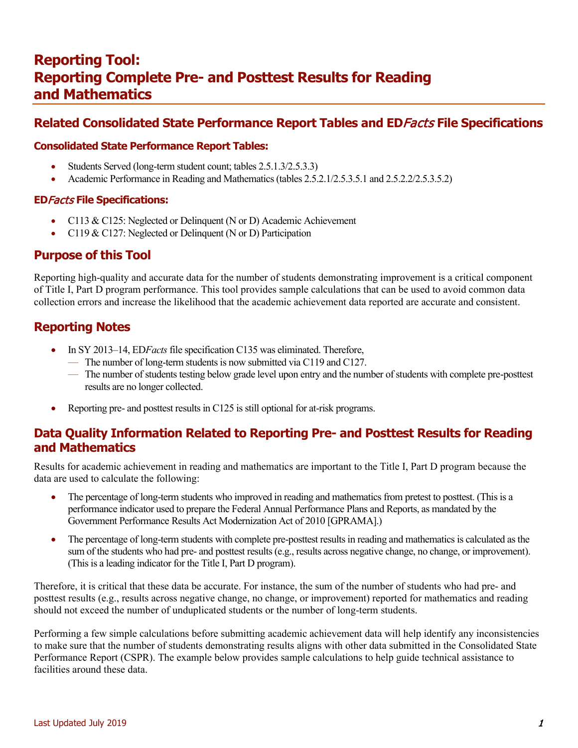# Reporting Tool: Reporting Complete Pre- and Posttest Results for Reading and Mathematics

## Related Consolidated State Performance Report Tables and ED*Facts* File Specifications

### Consolidated State Performance Report Tables:

- Students Served (long-term student count; tables 2.5.1.3/2.5.3.3)
- Academic Performance in Reading and Mathematics (tables 2.5.2.1/2.5.3.5.1 and 2.5.2.2/2.5.3.5.2)

### ED*Facts* File Specifications:

- C113 & C125: Neglected or Delinquent (N or D) Academic Achievement
- C119 & C127: Neglected or Delinquent (N or D) Participation

## Purpose of this Tool

Reporting high-quality and accurate data for the number of students demonstrating improvement is a critical component of Title I, Part D program performance. This tool provides sample calculations that can be used to avoid common data collection errors and increase the likelihood that the academic achievement data reported are accurate and consistent.

## Reporting Notes

- In SY 2013–14, ED*Facts* file specification C135 was eliminated. Therefore,
  - The number of long-term students is now submitted via C119 and C127.
  - The number of students testing below grade level upon entry and the number of students with complete pre-posttest results are no longer collected.
- Reporting pre- and posttest results in C125 is still optional for at-risk programs.

## Data Quality Information Related to Reporting Pre- and Posttest Results for Reading and Mathematics

Results for academic achievement in reading and mathematics are important to the Title I, Part D program because the data are used to calculate the following:

- The percentage of long-term students who improved in reading and mathematics from pretest to posttest. (This is a performance indicator used to prepare the Federal Annual Performance Plans and Reports, as mandated by the Government Performance Results Act Modernization Act of 2010 [GPRAMA].)
- The percentage of long-term students with complete pre-posttest results in reading and mathematics is calculated as the sum of the students who had pre- and posttest results (e.g., results across negative change, no change, or improvement). (This is a leading indicator for the Title I, Part D program).

Therefore, it is critical that these data be accurate. For instance, the sum of the number of students who had pre- and posttest results (e.g., results across negative change, no change, or improvement) reported for mathematics and reading should not exceed the number of unduplicated students or the number of long-term students.

Performing a few simple calculations before submitting academic achievement data will help identify any inconsistencies to make sure that the number of students demonstrating results aligns with other data submitted in the Consolidated State Performance Report (CSPR). The example below provides sample calculations to help guide technical assistance to facilities around these data.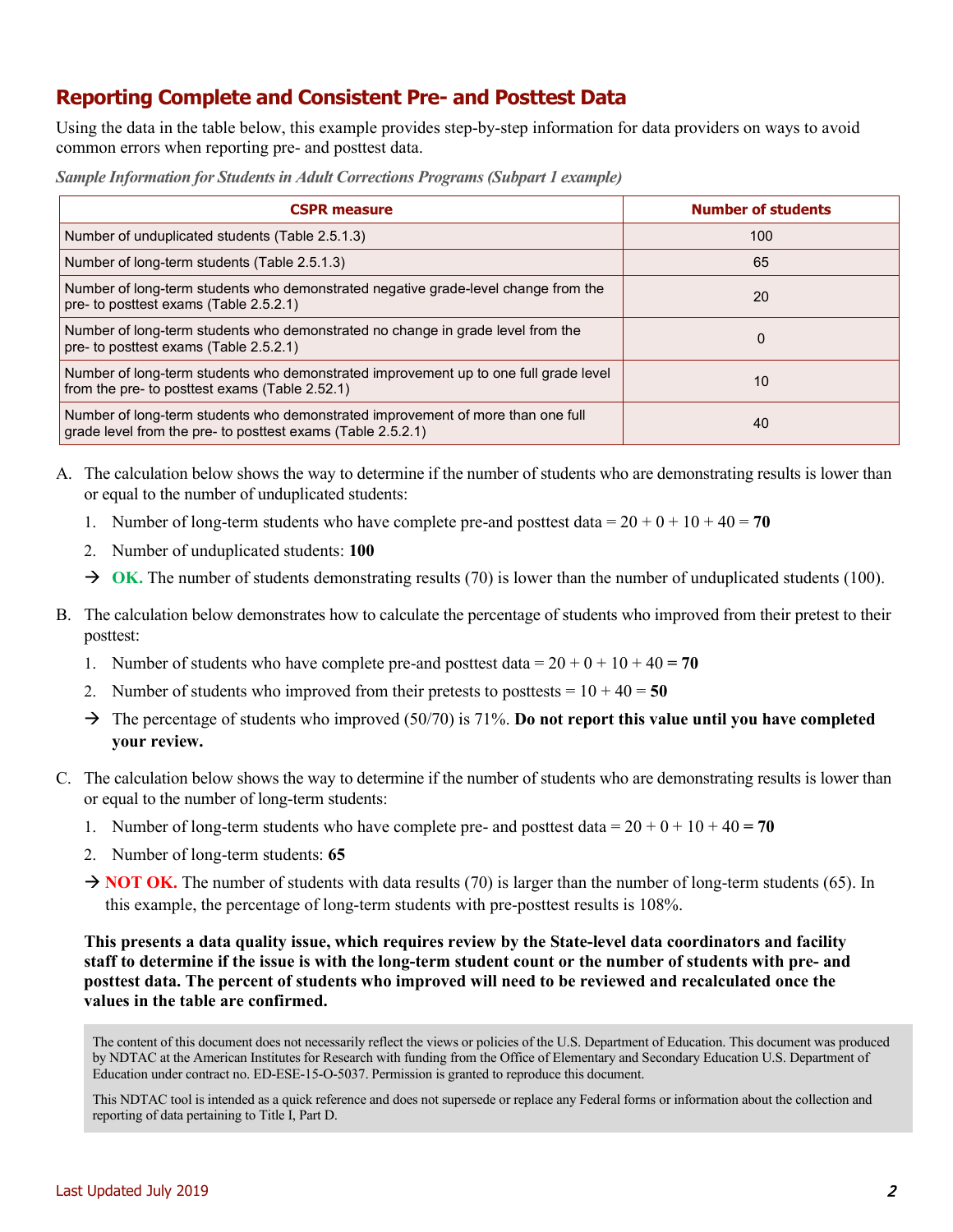## Reporting Complete and Consistent Pre- and Posttest Data

Using the data in the table below, this example provides step-by-step information for data providers on ways to avoid common errors when reporting pre- and posttest data.

*Sample Information for Students in Adult Corrections Programs (Subpart 1 example)*

| CSPR measure | Number of students |
|---|---|
| Number of unduplicated students (Table 2.5.1.3) | 100 |
| Number of long-term students (Table 2.5.1.3) | 65 |
| Number of long-term students who demonstrated negative grade-level change from the pre- to posttest exams (Table 2.5.2.1) | 20 |
| Number of long-term students who demonstrated no change in grade level from the pre- to posttest exams (Table 2.5.2.1) | 0 |
| Number of long-term students who demonstrated improvement up to one full grade level from the pre- to posttest exams (Table 2.52.1) | 10 |
| Number of long-term students who demonstrated improvement of more than one full grade level from the pre- to posttest exams (Table 2.5.2.1) | 40 |

A. The calculation below shows the way to determine if the number of students who are demonstrating results is lower than or equal to the number of unduplicated students:

   1. Number of long-term students who have complete pre-and posttest data = 20 + 0 + 10 + 40 = **70**
   2. Number of unduplicated students: **100**

   → **OK.** The number of students demonstrating results (70) is lower than the number of unduplicated students (100).

B. The calculation below demonstrates how to calculate the percentage of students who improved from their pretest to their posttest:

   1. Number of students who have complete pre-and posttest data = 20 + 0 + 10 + 40 **= 70**
   2. Number of students who improved from their pretests to posttests = 10 + 40 = **50**

   → The percentage of students who improved (50/70) is 71%. **Do not report this value until you have completed your review.**

C. The calculation below shows the way to determine if the number of students who are demonstrating results is lower than or equal to the number of long-term students:

   1. Number of long-term students who have complete pre- and posttest data = 20 + 0 + 10 + 40 **= 70**
   2. Number of long-term students: **65**

   → **NOT OK.** The number of students with data results (70) is larger than the number of long-term students (65). In this example, the percentage of long-term students with pre-posttest results is 108%.

**This presents a data quality issue, which requires review by the State-level data coordinators and facility staff to determine if the issue is with the long-term student count or the number of students with pre- and posttest data. The percent of students who improved will need to be reviewed and recalculated once the values in the table are confirmed.**

The content of this document does not necessarily reflect the views or policies of the U.S. Department of Education. This document was produced by NDTAC at the American Institutes for Research with funding from the Office of Elementary and Secondary Education U.S. Department of Education under contract no. ED-ESE-15-O-5037. Permission is granted to reproduce this document.

This NDTAC tool is intended as a quick reference and does not supersede or replace any Federal forms or information about the collection and reporting of data pertaining to Title I, Part D.

Last Updated July 2019